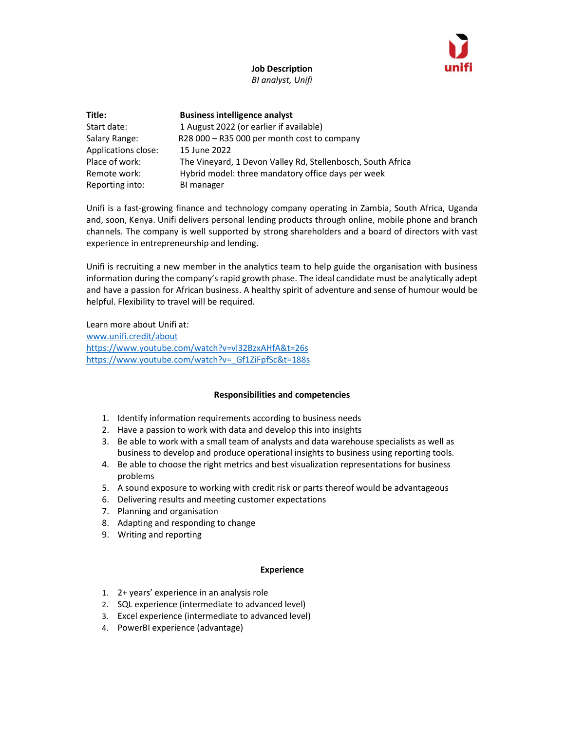**Job Description**

*BI analyst, Unifi*

unifi

| | |
|---|---|
| **Title:** | **Business intelligence analyst** |
| Start date: | 1 August 2022 (or earlier if available) |
| Salary Range: | R28 000 – R35 000 per month cost to company |
| Applications close: | 15 June 2022 |
| Place of work: | The Vineyard, 1 Devon Valley Rd, Stellenbosch, South Africa |
| Remote work: | Hybrid model: three mandatory office days per week |
| Reporting into: | BI manager |

Unifi is a fast-growing finance and technology company operating in Zambia, South Africa, Uganda and, soon, Kenya. Unifi delivers personal lending products through online, mobile phone and branch channels. The company is well supported by strong shareholders and a board of directors with vast experience in entrepreneurship and lending.

Unifi is recruiting a new member in the analytics team to help guide the organisation with business information during the company's rapid growth phase. The ideal candidate must be analytically adept and have a passion for African business. A healthy spirit of adventure and sense of humour would be helpful. Flexibility to travel will be required.

Learn more about Unifi at:
www.unifi.credit/about
https://www.youtube.com/watch?v=vl32BzxAHfA&t=26s
https://www.youtube.com/watch?v=_Gf1ZiFpfSc&t=188s

**Responsibilities and competencies**

1. Identify information requirements according to business needs
2. Have a passion to work with data and develop this into insights
3. Be able to work with a small team of analysts and data warehouse specialists as well as business to develop and produce operational insights to business using reporting tools.
4. Be able to choose the right metrics and best visualization representations for business problems
5. A sound exposure to working with credit risk or parts thereof would be advantageous
6. Delivering results and meeting customer expectations
7. Planning and organisation
8. Adapting and responding to change
9. Writing and reporting

**Experience**

1. 2+ years' experience in an analysis role
2. SQL experience (intermediate to advanced level)
3. Excel experience (intermediate to advanced level)
4. PowerBI experience (advantage)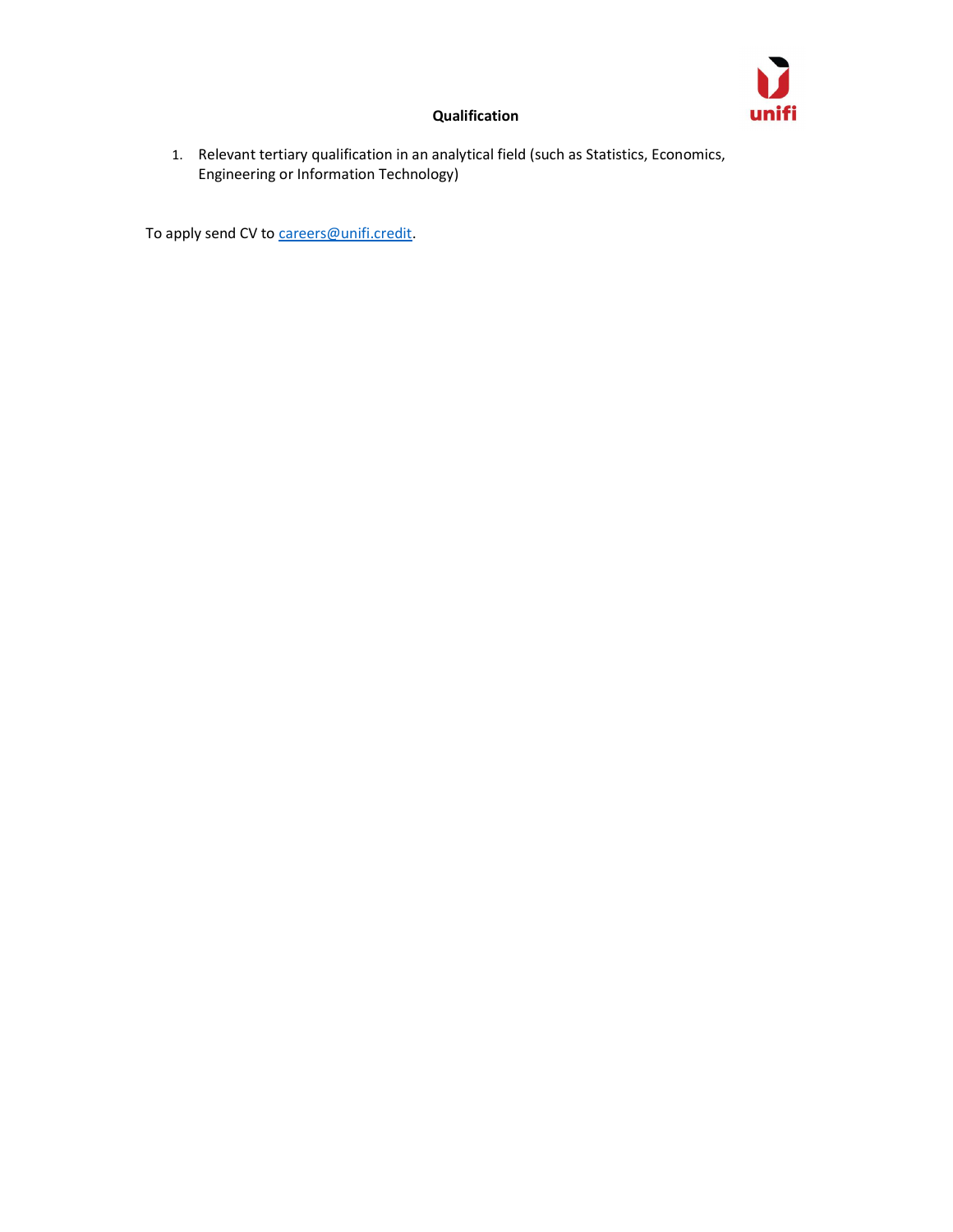**Qualification**

1. Relevant tertiary qualification in an analytical field (such as Statistics, Economics, Engineering or Information Technology)

To apply send CV to careers@unifi.credit.